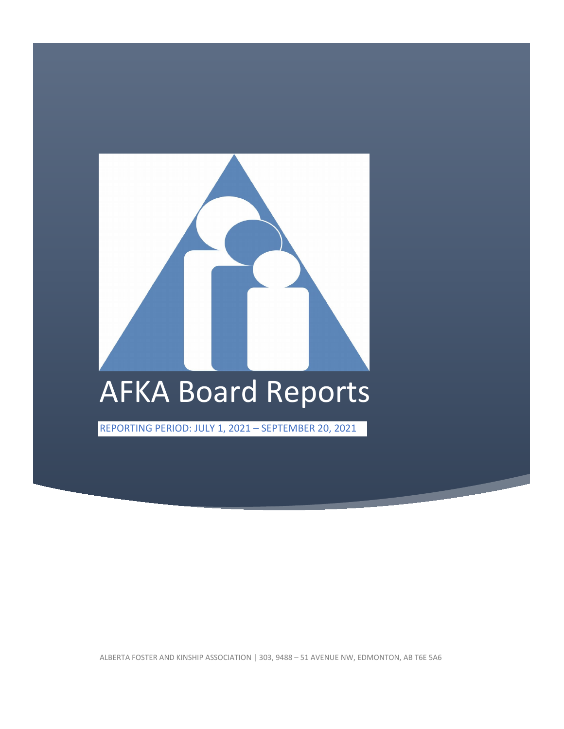# AFKA Board Reports

REPORTING PERIOD: JULY 1, 2021 – SEPTEMBER 20, 2021

ALBERTA FOSTER AND KINSHIP ASSOCIATION | 303, 9488 – 51 AVENUE NW, EDMONTON, AB T6E 5A6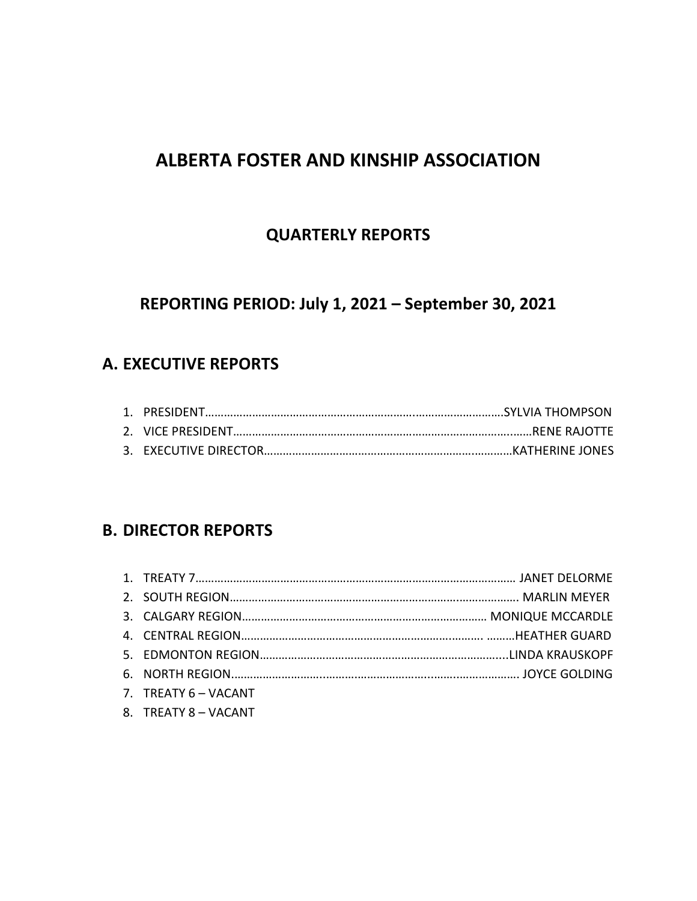# ALBERTA FOSTER AND KINSHIP ASSOCIATION

## QUARTERLY REPORTS

## REPORTING PERIOD: July 1, 2021 – September 30, 2021

## A. EXECUTIVE REPORTS

1. PRESIDENT……………………………………………………………………………………SYLVIA THOMPSON
2. VICE PRESIDENT………………………………………………………………………………RENE RAJOTTE
3. EXECUTIVE DIRECTOR………………………………………………………………………KATHERINE JONES

## B. DIRECTOR REPORTS

1. TREATY 7………………………………………………………………………………………… JANET DELORME
2. SOUTH REGION……………………………………………………………………………… MARLIN MEYER
3. CALGARY REGION…………………………………………………………………… MONIQUE MCCARDLE
4. CENTRAL REGION…………………………………………………………………. ………HEATHER GUARD
5. EDMONTON REGION…………………………………………………………………...LINDA KRAUSKOPF
6. NORTH REGION………………………………………………………………………………. JOYCE GOLDING
7. TREATY 6 – VACANT
8. TREATY 8 – VACANT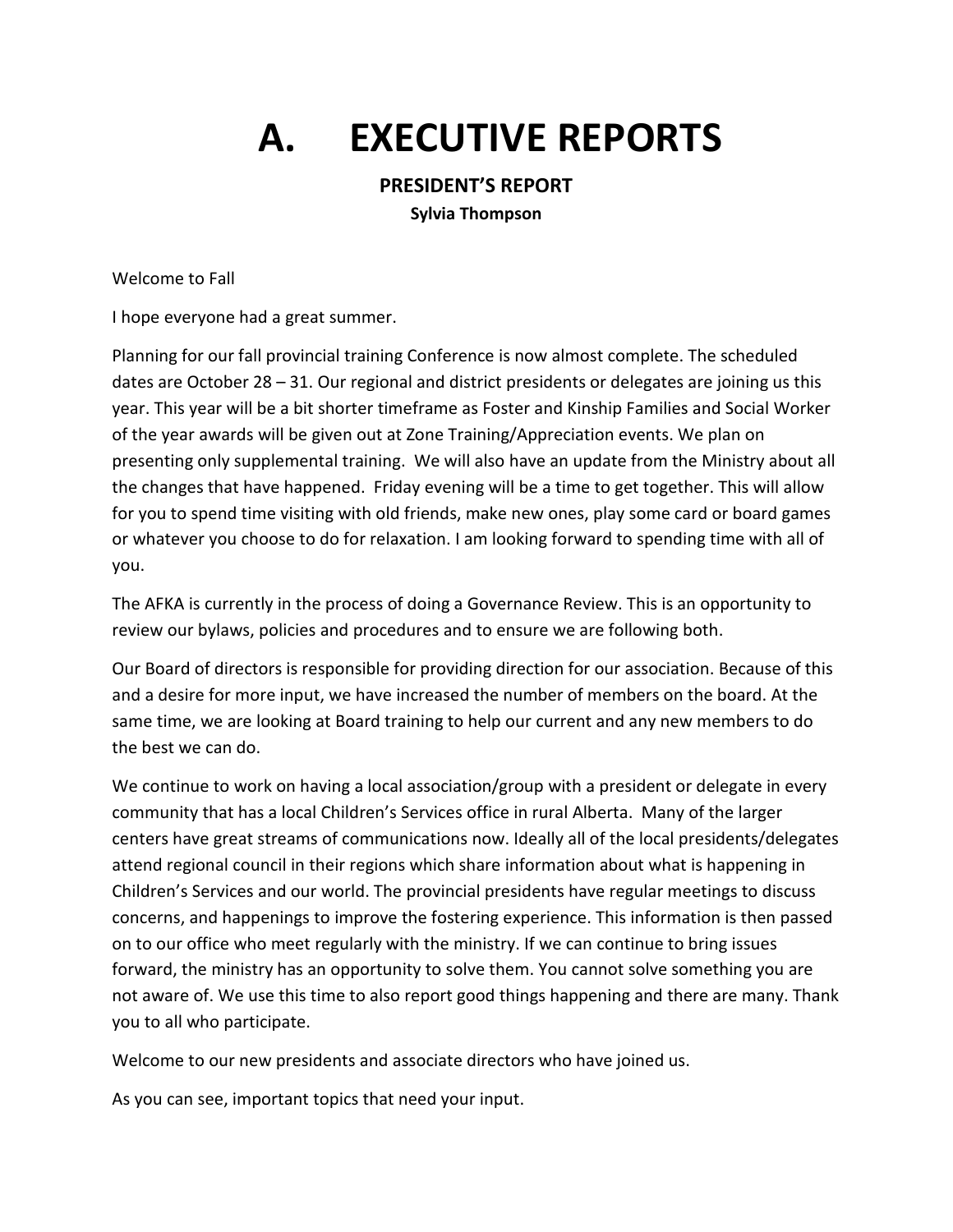# A. EXECUTIVE REPORTS

## PRESIDENT'S REPORT

**Sylvia Thompson**

Welcome to Fall

I hope everyone had a great summer.

Planning for our fall provincial training Conference is now almost complete. The scheduled dates are October 28 – 31. Our regional and district presidents or delegates are joining us this year. This year will be a bit shorter timeframe as Foster and Kinship Families and Social Worker of the year awards will be given out at Zone Training/Appreciation events. We plan on presenting only supplemental training. We will also have an update from the Ministry about all the changes that have happened. Friday evening will be a time to get together. This will allow for you to spend time visiting with old friends, make new ones, play some card or board games or whatever you choose to do for relaxation. I am looking forward to spending time with all of you.

The AFKA is currently in the process of doing a Governance Review. This is an opportunity to review our bylaws, policies and procedures and to ensure we are following both.

Our Board of directors is responsible for providing direction for our association. Because of this and a desire for more input, we have increased the number of members on the board. At the same time, we are looking at Board training to help our current and any new members to do the best we can do.

We continue to work on having a local association/group with a president or delegate in every community that has a local Children's Services office in rural Alberta. Many of the larger centers have great streams of communications now. Ideally all of the local presidents/delegates attend regional council in their regions which share information about what is happening in Children's Services and our world. The provincial presidents have regular meetings to discuss concerns, and happenings to improve the fostering experience. This information is then passed on to our office who meet regularly with the ministry. If we can continue to bring issues forward, the ministry has an opportunity to solve them. You cannot solve something you are not aware of. We use this time to also report good things happening and there are many. Thank you to all who participate.

Welcome to our new presidents and associate directors who have joined us.

As you can see, important topics that need your input.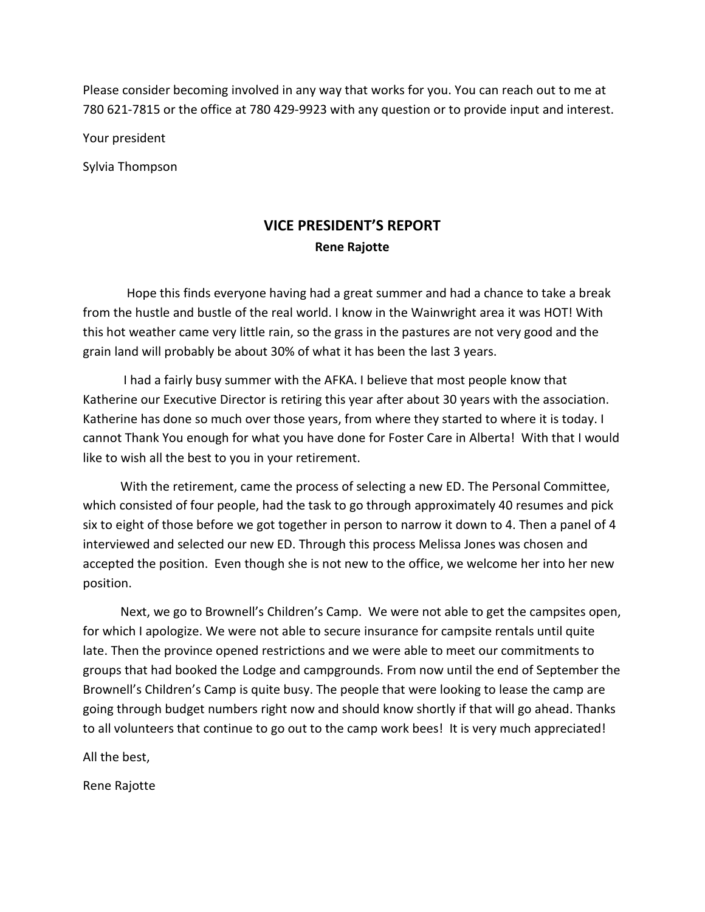Please consider becoming involved in any way that works for you. You can reach out to me at 780 621-7815 or the office at 780 429-9923 with any question or to provide input and interest.

Your president

Sylvia Thompson

## VICE PRESIDENT'S REPORT

**Rene Rajotte**

Hope this finds everyone having had a great summer and had a chance to take a break from the hustle and bustle of the real world. I know in the Wainwright area it was HOT! With this hot weather came very little rain, so the grass in the pastures are not very good and the grain land will probably be about 30% of what it has been the last 3 years.

I had a fairly busy summer with the AFKA. I believe that most people know that Katherine our Executive Director is retiring this year after about 30 years with the association. Katherine has done so much over those years, from where they started to where it is today. I cannot Thank You enough for what you have done for Foster Care in Alberta! With that I would like to wish all the best to you in your retirement.

With the retirement, came the process of selecting a new ED. The Personal Committee, which consisted of four people, had the task to go through approximately 40 resumes and pick six to eight of those before we got together in person to narrow it down to 4. Then a panel of 4 interviewed and selected our new ED. Through this process Melissa Jones was chosen and accepted the position. Even though she is not new to the office, we welcome her into her new position.

Next, we go to Brownell's Children's Camp. We were not able to get the campsites open, for which I apologize. We were not able to secure insurance for campsite rentals until quite late. Then the province opened restrictions and we were able to meet our commitments to groups that had booked the Lodge and campgrounds. From now until the end of September the Brownell's Children's Camp is quite busy. The people that were looking to lease the camp are going through budget numbers right now and should know shortly if that will go ahead. Thanks to all volunteers that continue to go out to the camp work bees! It is very much appreciated!

All the best,

Rene Rajotte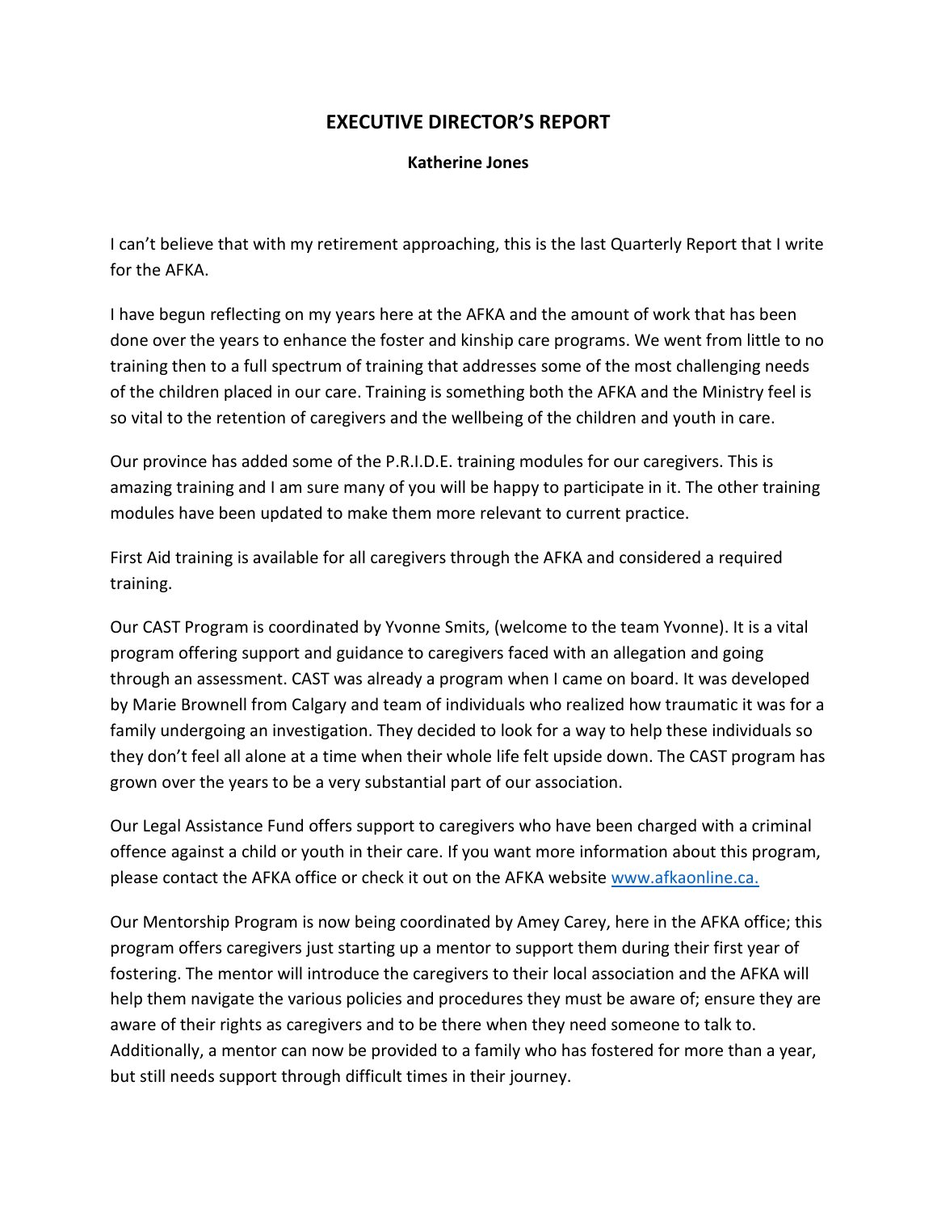# EXECUTIVE DIRECTOR'S REPORT

**Katherine Jones**

I can't believe that with my retirement approaching, this is the last Quarterly Report that I write for the AFKA.

I have begun reflecting on my years here at the AFKA and the amount of work that has been done over the years to enhance the foster and kinship care programs. We went from little to no training then to a full spectrum of training that addresses some of the most challenging needs of the children placed in our care. Training is something both the AFKA and the Ministry feel is so vital to the retention of caregivers and the wellbeing of the children and youth in care.

Our province has added some of the P.R.I.D.E. training modules for our caregivers. This is amazing training and I am sure many of you will be happy to participate in it. The other training modules have been updated to make them more relevant to current practice.

First Aid training is available for all caregivers through the AFKA and considered a required training.

Our CAST Program is coordinated by Yvonne Smits, (welcome to the team Yvonne). It is a vital program offering support and guidance to caregivers faced with an allegation and going through an assessment. CAST was already a program when I came on board. It was developed by Marie Brownell from Calgary and team of individuals who realized how traumatic it was for a family undergoing an investigation. They decided to look for a way to help these individuals so they don't feel all alone at a time when their whole life felt upside down. The CAST program has grown over the years to be a very substantial part of our association.

Our Legal Assistance Fund offers support to caregivers who have been charged with a criminal offence against a child or youth in their care. If you want more information about this program, please contact the AFKA office or check it out on the AFKA website [www.afkaonline.ca.](http://www.afkaonline.ca)

Our Mentorship Program is now being coordinated by Amey Carey, here in the AFKA office; this program offers caregivers just starting up a mentor to support them during their first year of fostering. The mentor will introduce the caregivers to their local association and the AFKA will help them navigate the various policies and procedures they must be aware of; ensure they are aware of their rights as caregivers and to be there when they need someone to talk to. Additionally, a mentor can now be provided to a family who has fostered for more than a year, but still needs support through difficult times in their journey.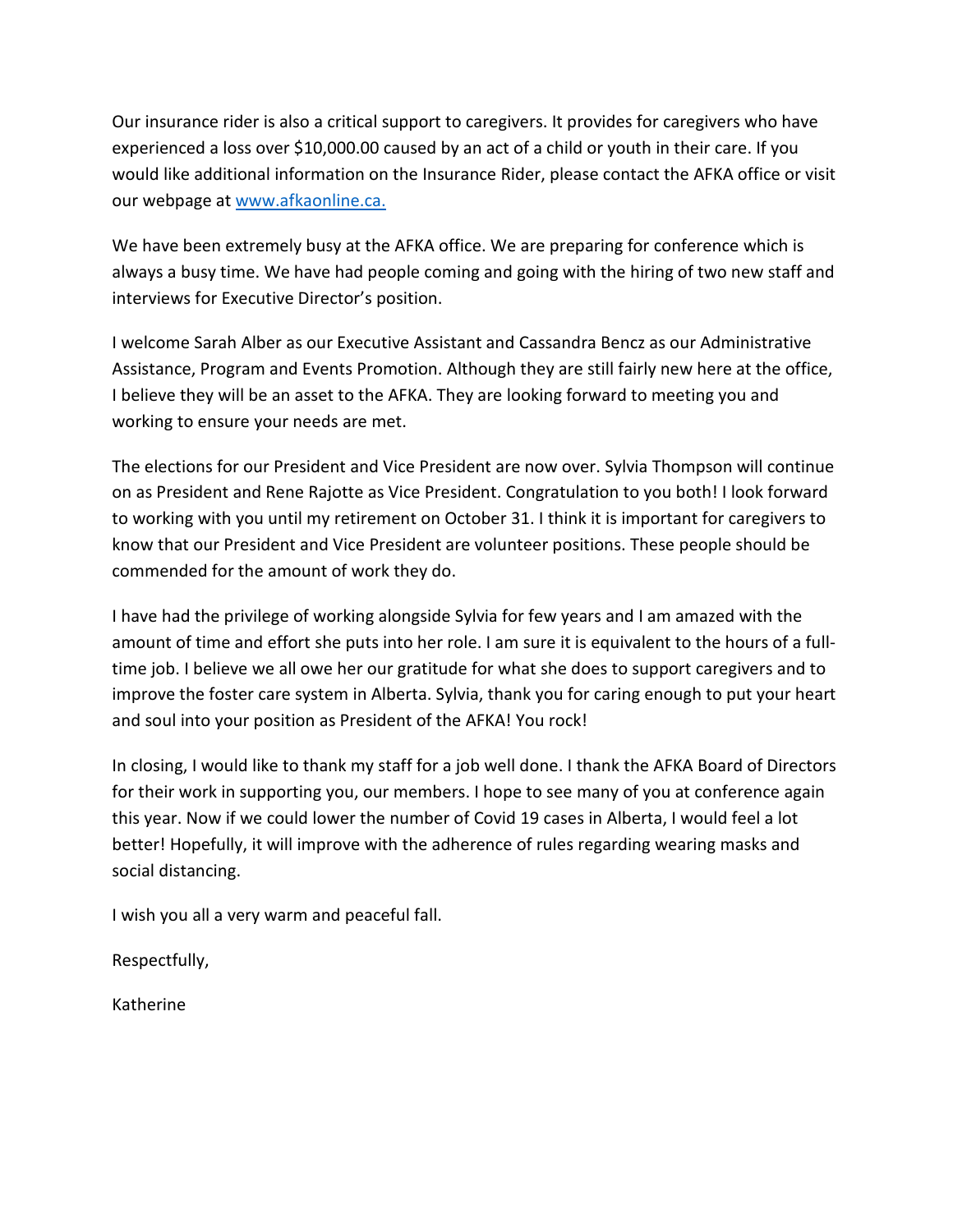Our insurance rider is also a critical support to caregivers. It provides for caregivers who have experienced a loss over $10,000.00 caused by an act of a child or youth in their care. If you would like additional information on the Insurance Rider, please contact the AFKA office or visit our webpage at [www.afkaonline.ca.](http://www.afkaonline.ca)

We have been extremely busy at the AFKA office. We are preparing for conference which is always a busy time. We have had people coming and going with the hiring of two new staff and interviews for Executive Director's position.

I welcome Sarah Alber as our Executive Assistant and Cassandra Bencz as our Administrative Assistance, Program and Events Promotion. Although they are still fairly new here at the office, I believe they will be an asset to the AFKA. They are looking forward to meeting you and working to ensure your needs are met.

The elections for our President and Vice President are now over. Sylvia Thompson will continue on as President and Rene Rajotte as Vice President. Congratulation to you both! I look forward to working with you until my retirement on October 31. I think it is important for caregivers to know that our President and Vice President are volunteer positions. These people should be commended for the amount of work they do.

I have had the privilege of working alongside Sylvia for few years and I am amazed with the amount of time and effort she puts into her role. I am sure it is equivalent to the hours of a full-time job. I believe we all owe her our gratitude for what she does to support caregivers and to improve the foster care system in Alberta. Sylvia, thank you for caring enough to put your heart and soul into your position as President of the AFKA! You rock!

In closing, I would like to thank my staff for a job well done. I thank the AFKA Board of Directors for their work in supporting you, our members. I hope to see many of you at conference again this year. Now if we could lower the number of Covid 19 cases in Alberta, I would feel a lot better! Hopefully, it will improve with the adherence of rules regarding wearing masks and social distancing.

I wish you all a very warm and peaceful fall.

Respectfully,

Katherine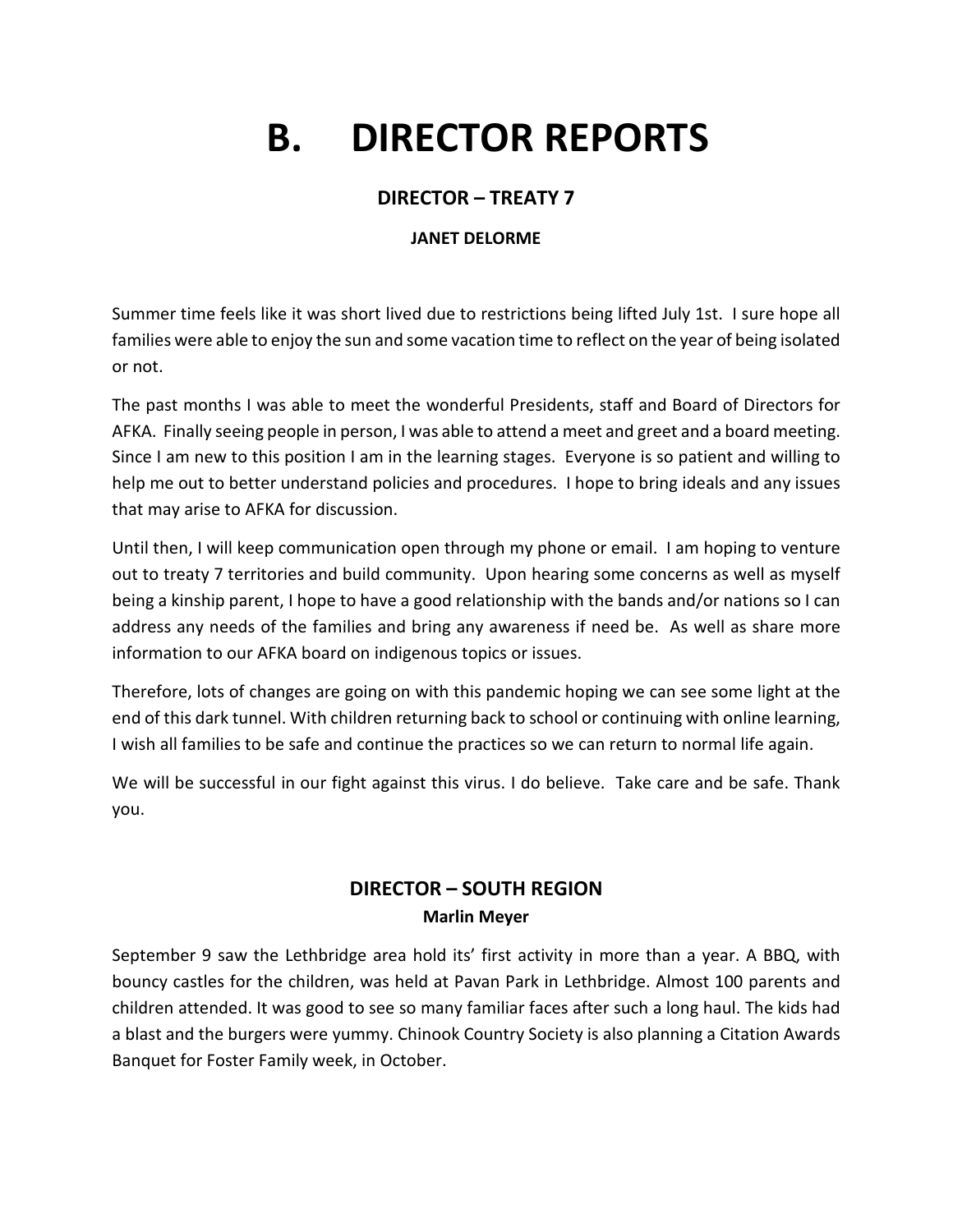# B. DIRECTOR REPORTS

## DIRECTOR – TREATY 7

### JANET DELORME

Summer time feels like it was short lived due to restrictions being lifted July 1st. I sure hope all families were able to enjoy the sun and some vacation time to reflect on the year of being isolated or not.

The past months I was able to meet the wonderful Presidents, staff and Board of Directors for AFKA. Finally seeing people in person, I was able to attend a meet and greet and a board meeting. Since I am new to this position I am in the learning stages. Everyone is so patient and willing to help me out to better understand policies and procedures. I hope to bring ideals and any issues that may arise to AFKA for discussion.

Until then, I will keep communication open through my phone or email. I am hoping to venture out to treaty 7 territories and build community. Upon hearing some concerns as well as myself being a kinship parent, I hope to have a good relationship with the bands and/or nations so I can address any needs of the families and bring any awareness if need be. As well as share more information to our AFKA board on indigenous topics or issues.

Therefore, lots of changes are going on with this pandemic hoping we can see some light at the end of this dark tunnel. With children returning back to school or continuing with online learning, I wish all families to be safe and continue the practices so we can return to normal life again.

We will be successful in our fight against this virus. I do believe. Take care and be safe. Thank you.

## DIRECTOR – SOUTH REGION

### Marlin Meyer

September 9 saw the Lethbridge area hold its' first activity in more than a year. A BBQ, with bouncy castles for the children, was held at Pavan Park in Lethbridge. Almost 100 parents and children attended. It was good to see so many familiar faces after such a long haul. The kids had a blast and the burgers were yummy. Chinook Country Society is also planning a Citation Awards Banquet for Foster Family week, in October.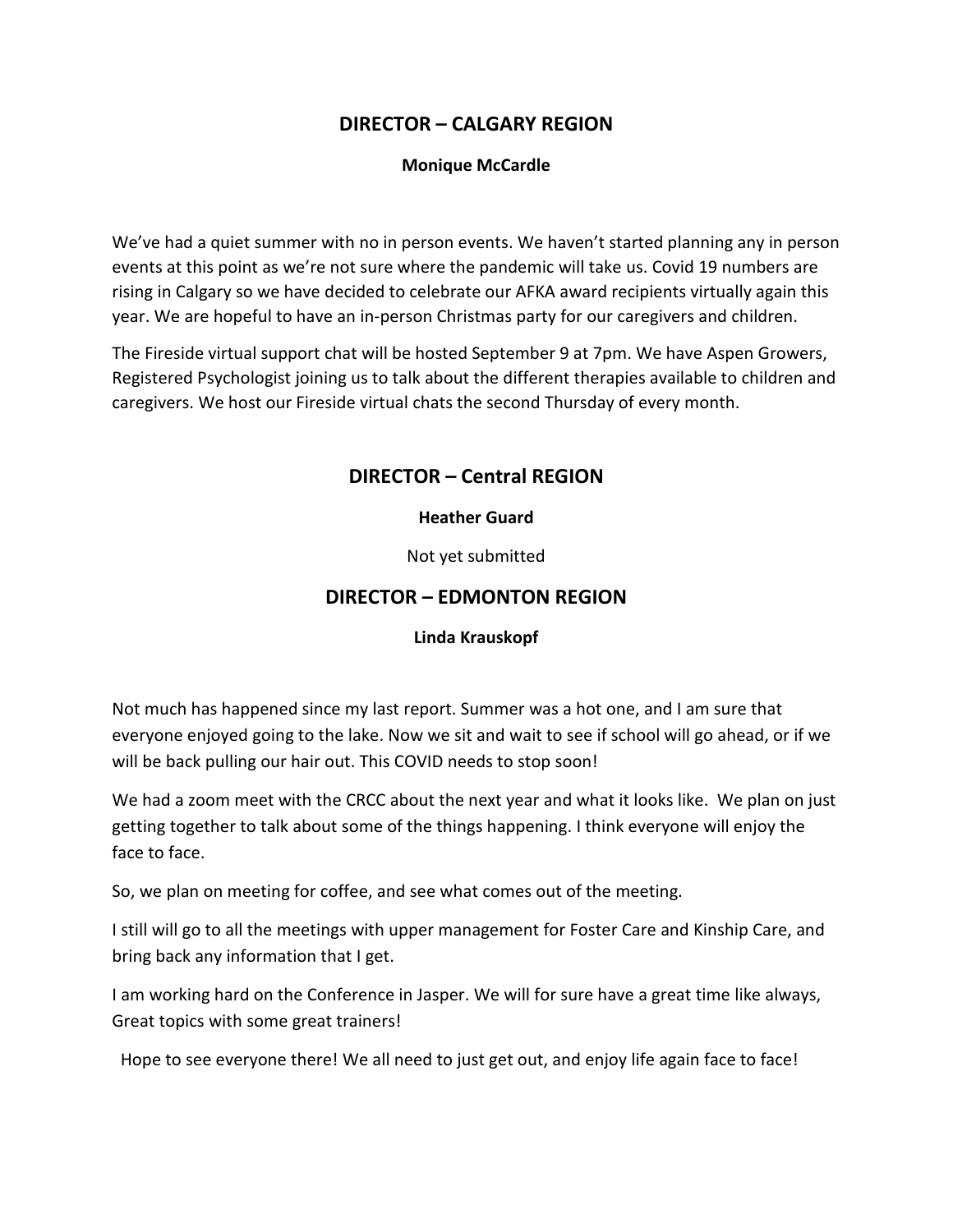## DIRECTOR – CALGARY REGION

**Monique McCardle**

We've had a quiet summer with no in person events. We haven't started planning any in person events at this point as we're not sure where the pandemic will take us. Covid 19 numbers are rising in Calgary so we have decided to celebrate our AFKA award recipients virtually again this year. We are hopeful to have an in-person Christmas party for our caregivers and children.

The Fireside virtual support chat will be hosted September 9 at 7pm. We have Aspen Growers, Registered Psychologist joining us to talk about the different therapies available to children and caregivers. We host our Fireside virtual chats the second Thursday of every month.

## DIRECTOR – Central REGION

**Heather Guard**

Not yet submitted

## DIRECTOR – EDMONTON REGION

**Linda Krauskopf**

Not much has happened since my last report. Summer was a hot one, and I am sure that everyone enjoyed going to the lake. Now we sit and wait to see if school will go ahead, or if we will be back pulling our hair out. This COVID needs to stop soon!

We had a zoom meet with the CRCC about the next year and what it looks like. We plan on just getting together to talk about some of the things happening. I think everyone will enjoy the face to face.

So, we plan on meeting for coffee, and see what comes out of the meeting.

I still will go to all the meetings with upper management for Foster Care and Kinship Care, and bring back any information that I get.

I am working hard on the Conference in Jasper. We will for sure have a great time like always, Great topics with some great trainers!

Hope to see everyone there! We all need to just get out, and enjoy life again face to face!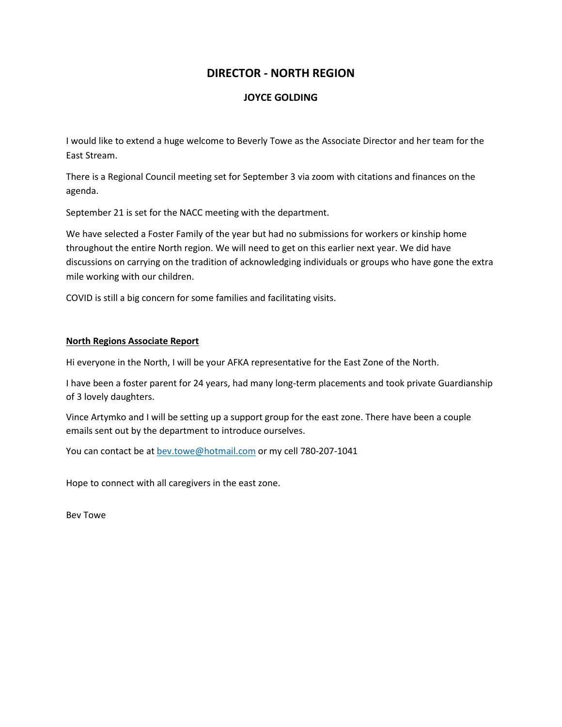# DIRECTOR - NORTH REGION

## JOYCE GOLDING

I would like to extend a huge welcome to Beverly Towe as the Associate Director and her team for the East Stream.

There is a Regional Council meeting set for September 3 via zoom with citations and finances on the agenda.

September 21 is set for the NACC meeting with the department.

We have selected a Foster Family of the year but had no submissions for workers or kinship home throughout the entire North region. We will need to get on this earlier next year. We did have discussions on carrying on the tradition of acknowledging individuals or groups who have gone the extra mile working with our children.

COVID is still a big concern for some families and facilitating visits.

**North Regions Associate Report**

Hi everyone in the North, I will be your AFKA representative for the East Zone of the North.

I have been a foster parent for 24 years, had many long-term placements and took private Guardianship of 3 lovely daughters.

Vince Artymko and I will be setting up a support group for the east zone. There have been a couple emails sent out by the department to introduce ourselves.

You can contact be at bev.towe@hotmail.com or my cell 780-207-1041

Hope to connect with all caregivers in the east zone.

Bev Towe